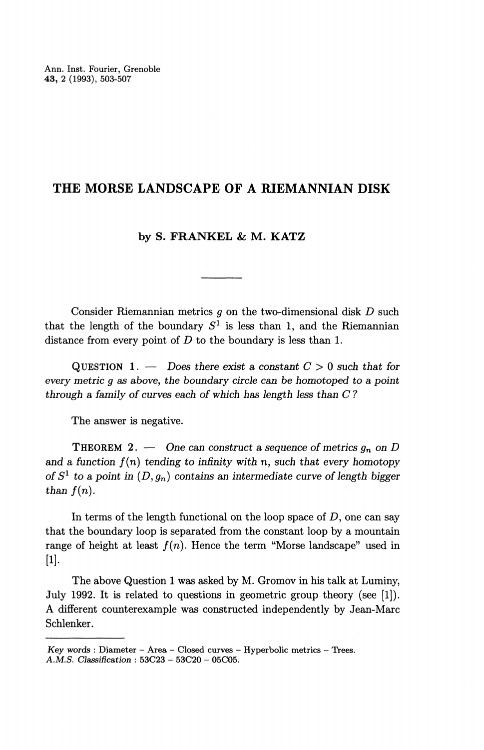# THE MORSE LANDSCAPE OF A RIEMANNIAN DISK

**by S. FRANKEL & M. KATZ**

Consider Riemannian metrics $g$ on the two-dimensional disk $D$ such that the length of the boundary $S^1$ is less than 1, and the Riemannian distance from every point of $D$ to the boundary is less than 1.

QUESTION 1. — *Does there exist a constant $C > 0$ such that for every metric $g$ as above, the boundary circle can be homotoped to a point through a family of curves each of which has length less than $C$?*

The answer is negative.

THEOREM 2. — *One can construct a sequence of metrics $g_n$ on $D$ and a function $f(n)$ tending to infinity with $n$, such that every homotopy of $S^1$ to a point in $(D, g_n)$ contains an intermediate curve of length bigger than $f(n)$.*

In terms of the length functional on the loop space of $D$, one can say that the boundary loop is separated from the constant loop by a mountain range of height at least $f(n)$. Hence the term "Morse landscape" used in [1].

The above Question 1 was asked by M. Gromov in his talk at Luminy, July 1992. It is related to questions in geometric group theory (see [1]). A different counterexample was constructed independently by Jean-Marc Schlenker.

---

*Key words* : Diameter – Area – Closed curves – Hyperbolic metrics – Trees.
*A.M.S. Classification* : 53C23 – 53C20 – 05C05.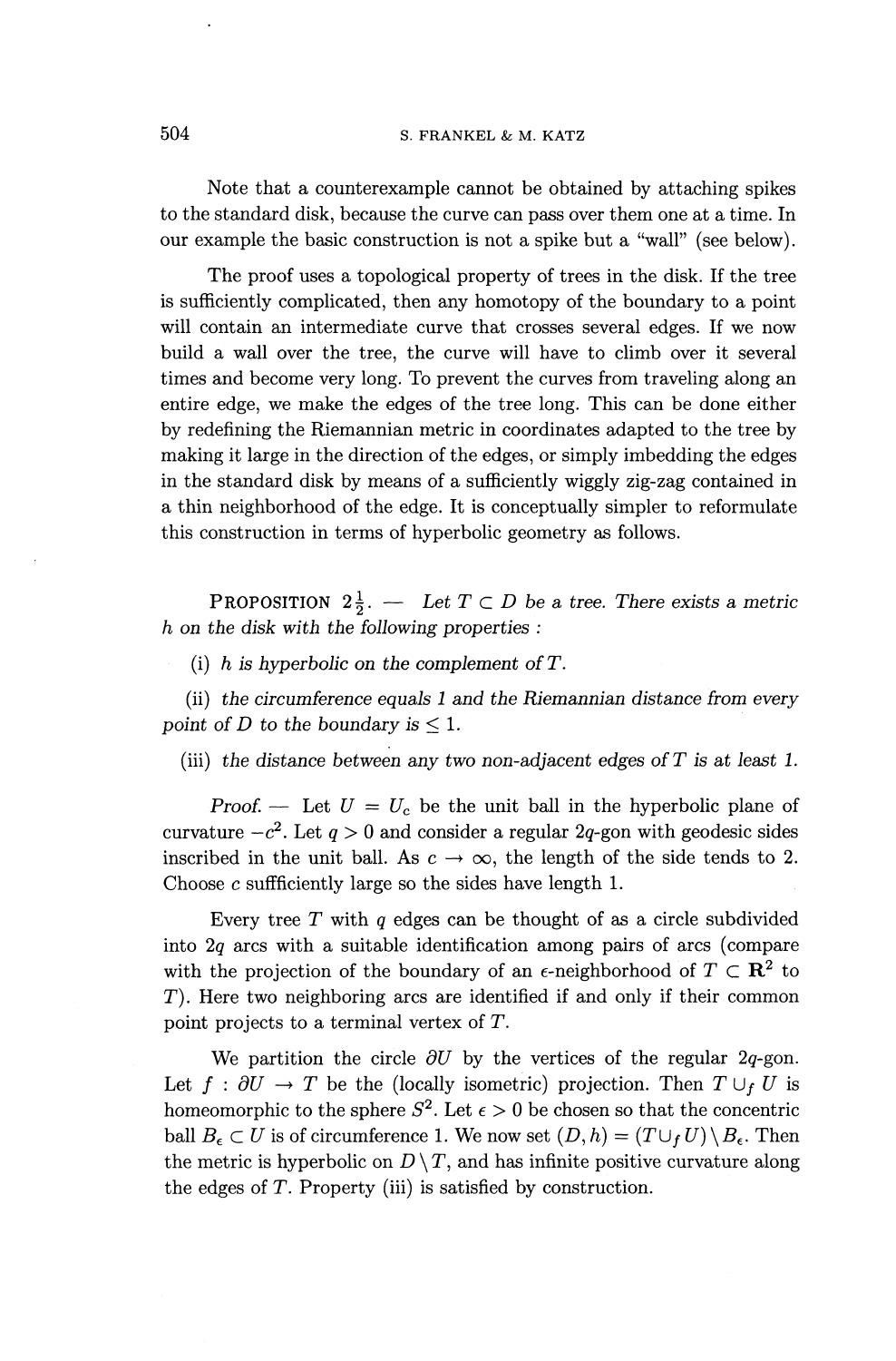Note that a counterexample cannot be obtained by attaching spikes to the standard disk, because the curve can pass over them one at a time. In our example the basic construction is not a spike but a "wall" (see below).

The proof uses a topological property of trees in the disk. If the tree is sufficiently complicated, then any homotopy of the boundary to a point will contain an intermediate curve that crosses several edges. If we now build a wall over the tree, the curve will have to climb over it several times and become very long. To prevent the curves from traveling along an entire edge, we make the edges of the tree long. This can be done either by redefining the Riemannian metric in coordinates adapted to the tree by making it large in the direction of the edges, or simply imbedding the edges in the standard disk by means of a sufficiently wiggly zig-zag contained in a thin neighborhood of the edge. It is conceptually simpler to reformulate this construction in terms of hyperbolic geometry as follows.

PROPOSITION $2\frac{1}{2}$. — *Let $T \subset D$ be a tree. There exists a metric $h$ on the disk with the following properties :*

(i) *$h$ is hyperbolic on the complement of $T$.*

(ii) *the circumference equals 1 and the Riemannian distance from every point of $D$ to the boundary is $\leq 1$.*

(iii) *the distance between any two non-adjacent edges of $T$ is at least 1.*

*Proof.* — Let $U = U_c$ be the unit ball in the hyperbolic plane of curvature $-c^2$. Let $q > 0$ and consider a regular $2q$-gon with geodesic sides inscribed in the unit ball. As $c \to \infty$, the length of the side tends to 2. Choose $c$ sufffficiently large so the sides have length 1.

Every tree $T$ with $q$ edges can be thought of as a circle subdivided into $2q$ arcs with a suitable identification among pairs of arcs (compare with the projection of the boundary of an $\epsilon$-neighborhood of $T \subset \mathbf{R}^2$ to $T$). Here two neighboring arcs are identified if and only if their common point projects to a terminal vertex of $T$.

We partition the circle $\partial U$ by the vertices of the regular $2q$-gon. Let $f : \partial U \to T$ be the (locally isometric) projection. Then $T \cup_f U$ is homeomorphic to the sphere $S^2$. Let $\epsilon > 0$ be chosen so that the concentric ball $B_\epsilon \subset U$ is of circumference 1. We now set $(D, h) = (T \cup_f U) \setminus B_\epsilon$. Then the metric is hyperbolic on $D \setminus T$, and has infinite positive curvature along the edges of $T$. Property (iii) is satisfied by construction.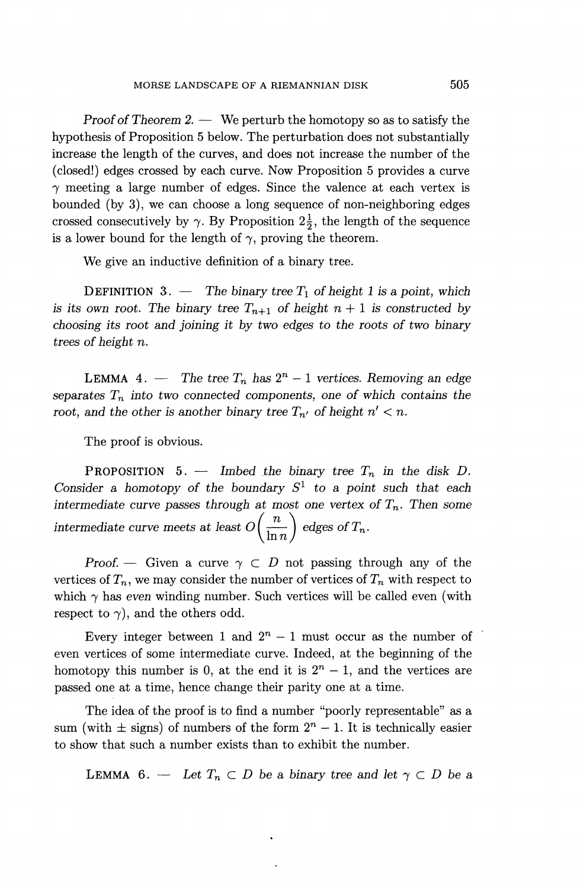*Proof of Theorem 2.* — We perturb the homotopy so as to satisfy the hypothesis of Proposition 5 below. The perturbation does not substantially increase the length of the curves, and does not increase the number of the (closed!) edges crossed by each curve. Now Proposition 5 provides a curve $\gamma$ meeting a large number of edges. Since the valence at each vertex is bounded (by 3), we can choose a long sequence of non-neighboring edges crossed consecutively by $\gamma$. By Proposition $2\frac{1}{2}$, the length of the sequence is a lower bound for the length of $\gamma$, proving the theorem.

We give an inductive definition of a binary tree.

DEFINITION 3. — *The binary tree $T_1$ of height 1 is a point, which is its own root. The binary tree $T_{n+1}$ of height $n+1$ is constructed by choosing its root and joining it by two edges to the roots of two binary trees of height $n$.*

LEMMA 4. — *The tree $T_n$ has $2^n - 1$ vertices. Removing an edge separates $T_n$ into two connected components, one of which contains the root, and the other is another binary tree $T_{n'}$ of height $n' < n$.*

The proof is obvious.

PROPOSITION 5. — *Imbed the binary tree $T_n$ in the disk $D$. Consider a homotopy of the boundary $S^1$ to a point such that each intermediate curve passes through at most one vertex of $T_n$. Then some intermediate curve meets at least $O\left(\frac{n}{\ln n}\right)$ edges of $T_n$.*

*Proof.* — Given a curve $\gamma \subset D$ not passing through any of the vertices of $T_n$, we may consider the number of vertices of $T_n$ with respect to which $\gamma$ has *even* winding number. Such vertices will be called even (with respect to $\gamma$), and the others odd.

Every integer between 1 and $2^n - 1$ must occur as the number of even vertices of some intermediate curve. Indeed, at the beginning of the homotopy this number is 0, at the end it is $2^n - 1$, and the vertices are passed one at a time, hence change their parity one at a time.

The idea of the proof is to find a number "poorly representable" as a sum (with $\pm$ signs) of numbers of the form $2^n - 1$. It is technically easier to show that such a number exists than to exhibit the number.

LEMMA 6. — *Let $T_n \subset D$ be a binary tree and let $\gamma \subset D$ be a*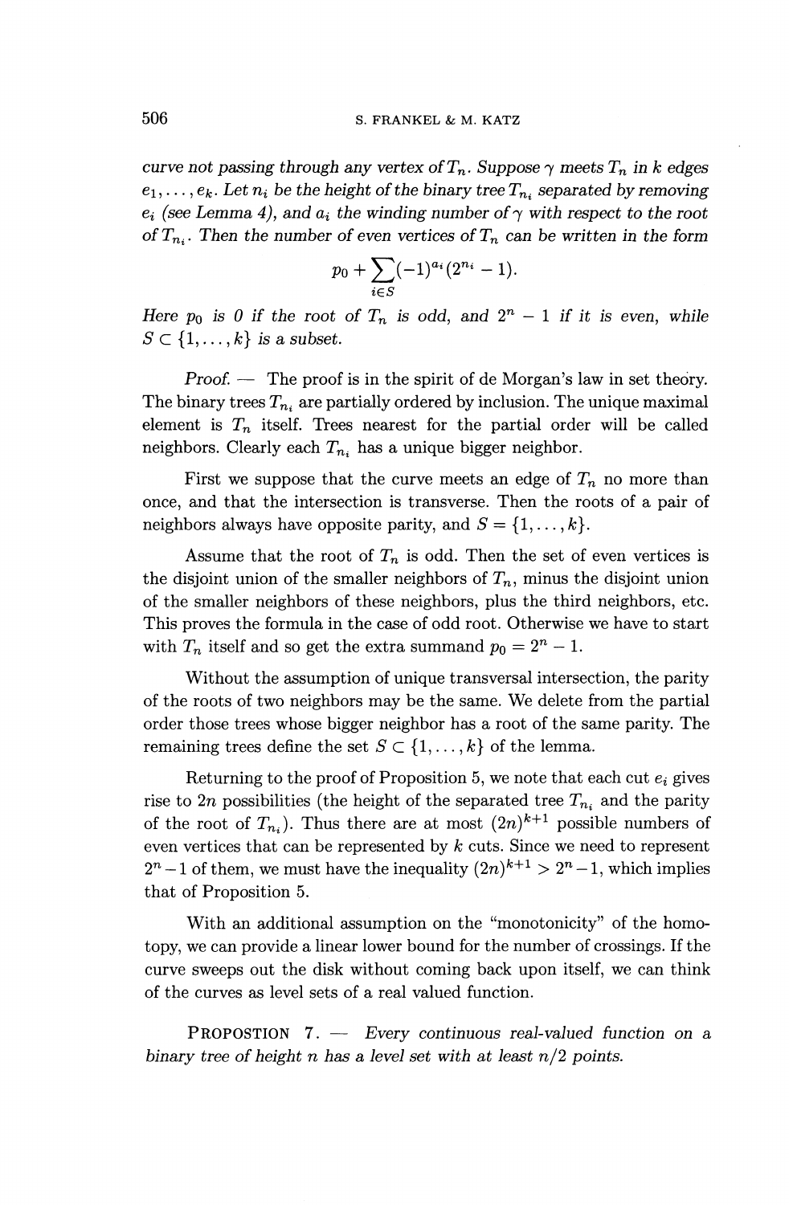*curve not passing through any vertex of $T_n$. Suppose $\gamma$ meets $T_n$ in $k$ edges $e_1, \ldots, e_k$. Let $n_i$ be the height of the binary tree $T_{n_i}$ separated by removing $e_i$ (see Lemma 4), and $a_i$ the winding number of $\gamma$ with respect to the root of $T_{n_i}$. Then the number of even vertices of $T_n$ can be written in the form*

$$p_0 + \sum_{i \in S} (-1)^{a_i} (2^{n_i} - 1).$$

*Here $p_0$ is 0 if the root of $T_n$ is odd, and $2^n - 1$ if it is even, while $S \subset \{1, \ldots, k\}$ is a subset.*

*Proof.* — The proof is in the spirit of de Morgan's law in set theory. The binary trees $T_{n_i}$ are partially ordered by inclusion. The unique maximal element is $T_n$ itself. Trees nearest for the partial order will be called neighbors. Clearly each $T_{n_i}$ has a unique bigger neighbor.

First we suppose that the curve meets an edge of $T_n$ no more than once, and that the intersection is transverse. Then the roots of a pair of neighbors always have opposite parity, and $S = \{1, \ldots, k\}$.

Assume that the root of $T_n$ is odd. Then the set of even vertices is the disjoint union of the smaller neighbors of $T_n$, minus the disjoint union of the smaller neighbors of these neighbors, plus the third neighbors, etc. This proves the formula in the case of odd root. Otherwise we have to start with $T_n$ itself and so get the extra summand $p_0 = 2^n - 1$.

Without the assumption of unique transversal intersection, the parity of the roots of two neighbors may be the same. We delete from the partial order those trees whose bigger neighbor has a root of the same parity. The remaining trees define the set $S \subset \{1, \ldots, k\}$ of the lemma.

Returning to the proof of Proposition 5, we note that each cut $e_i$ gives rise to $2n$ possibilities (the height of the separated tree $T_{n_i}$ and the parity of the root of $T_{n_i}$). Thus there are at most $(2n)^{k+1}$ possible numbers of even vertices that can be represented by $k$ cuts. Since we need to represent $2^n - 1$ of them, we must have the inequality $(2n)^{k+1} > 2^n - 1$, which implies that of Proposition 5.

With an additional assumption on the "monotonicity" of the homotopy, we can provide a linear lower bound for the number of crossings. If the curve sweeps out the disk without coming back upon itself, we can think of the curves as level sets of a real valued function.

PROPOSTION 7. — *Every continuous real-valued function on a binary tree of height $n$ has a level set with at least $n/2$ points.*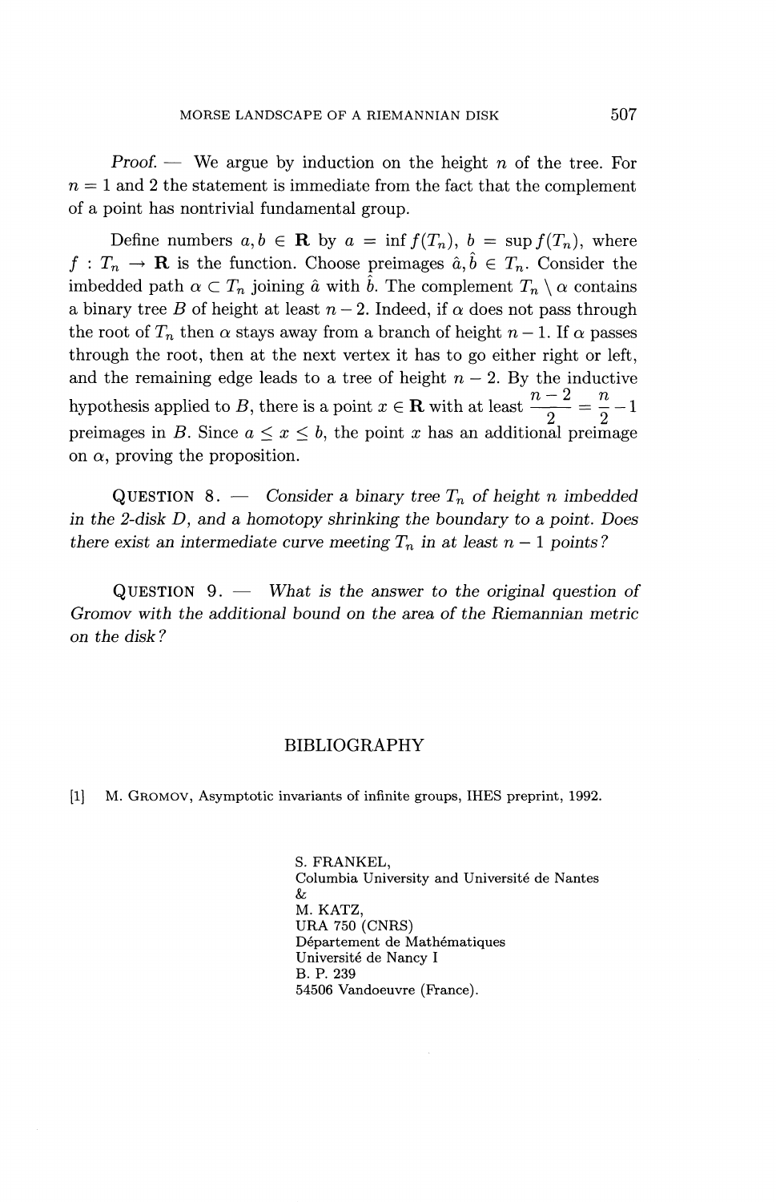*Proof.* — We argue by induction on the height $n$ of the tree. For $n = 1$ and 2 the statement is immediate from the fact that the complement of a point has nontrivial fundamental group.

Define numbers $a, b \in \mathbf{R}$ by $a = \inf f(T_n)$, $b = \sup f(T_n)$, where $f : T_n \to \mathbf{R}$ is the function. Choose preimages $\hat{a}, \hat{b} \in T_n$. Consider the imbedded path $\alpha \subset T_n$ joining $\hat{a}$ with $\hat{b}$. The complement $T_n \setminus \alpha$ contains a binary tree $B$ of height at least $n - 2$. Indeed, if $\alpha$ does not pass through the root of $T_n$ then $\alpha$ stays away from a branch of height $n - 1$. If $\alpha$ passes through the root, then at the next vertex it has to go either right or left, and the remaining edge leads to a tree of height $n - 2$. By the inductive hypothesis applied to $B$, there is a point $x \in \mathbf{R}$ with at least $\frac{n-2}{2} = \frac{n}{2} - 1$ preimages in $B$. Since $a \leq x \leq b$, the point $x$ has an additional preimage on $\alpha$, proving the proposition.

QUESTION 8. — *Consider a binary tree $T_n$ of height $n$ imbedded in the 2-disk $D$, and a homotopy shrinking the boundary to a point. Does there exist an intermediate curve meeting $T_n$ in at least $n - 1$ points?*

QUESTION 9. — *What is the answer to the original question of Gromov with the additional bound on the area of the Riemannian metric on the disk?*

## BIBLIOGRAPHY

[1] M. GROMOV, Asymptotic invariants of infinite groups, IHES preprint, 1992.

S. FRANKEL,
Columbia University and Université de Nantes
&
M. KATZ,
URA 750 (CNRS)
Département de Mathématiques
Université de Nancy I
B. P. 239
54506 Vandoeuvre (France).